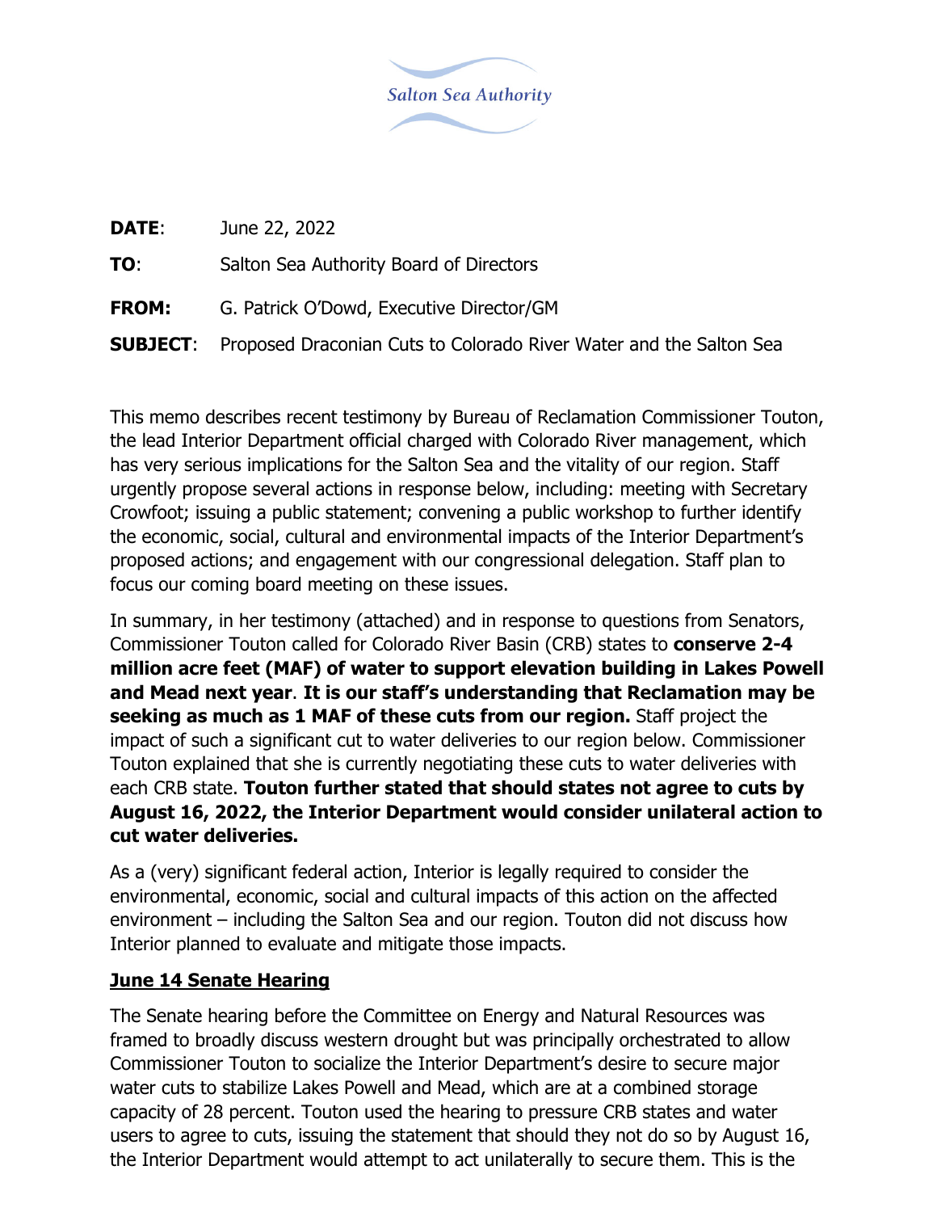Salton Sea Authority

**DATE**: June 22, 2022

**TO**: Salton Sea Authority Board of Directors

**FROM:** G. Patrick O'Dowd, Executive Director/GM

**SUBJECT**: Proposed Draconian Cuts to Colorado River Water and the Salton Sea

This memo describes recent testimony by Bureau of Reclamation Commissioner Touton, the lead Interior Department official charged with Colorado River management, which has very serious implications for the Salton Sea and the vitality of our region. Staff urgently propose several actions in response below, including: meeting with Secretary Crowfoot; issuing a public statement; convening a public workshop to further identify the economic, social, cultural and environmental impacts of the Interior Department's proposed actions; and engagement with our congressional delegation. Staff plan to focus our coming board meeting on these issues.

In summary, in her testimony (attached) and in response to questions from Senators, Commissioner Touton called for Colorado River Basin (CRB) states to **conserve 2-4 million acre feet (MAF) of water to support elevation building in Lakes Powell and Mead next year**. **It is our staff's understanding that Reclamation may be seeking as much as 1 MAF of these cuts from our region.** Staff project the impact of such a significant cut to water deliveries to our region below. Commissioner Touton explained that she is currently negotiating these cuts to water deliveries with each CRB state. **Touton further stated that should states not agree to cuts by August 16, 2022, the Interior Department would consider unilateral action to cut water deliveries.**

As a (very) significant federal action, Interior is legally required to consider the environmental, economic, social and cultural impacts of this action on the affected environment – including the Salton Sea and our region. Touton did not discuss how Interior planned to evaluate and mitigate those impacts.

**June 14 Senate Hearing**

The Senate hearing before the Committee on Energy and Natural Resources was framed to broadly discuss western drought but was principally orchestrated to allow Commissioner Touton to socialize the Interior Department's desire to secure major water cuts to stabilize Lakes Powell and Mead, which are at a combined storage capacity of 28 percent. Touton used the hearing to pressure CRB states and water users to agree to cuts, issuing the statement that should they not do so by August 16, the Interior Department would attempt to act unilaterally to secure them. This is the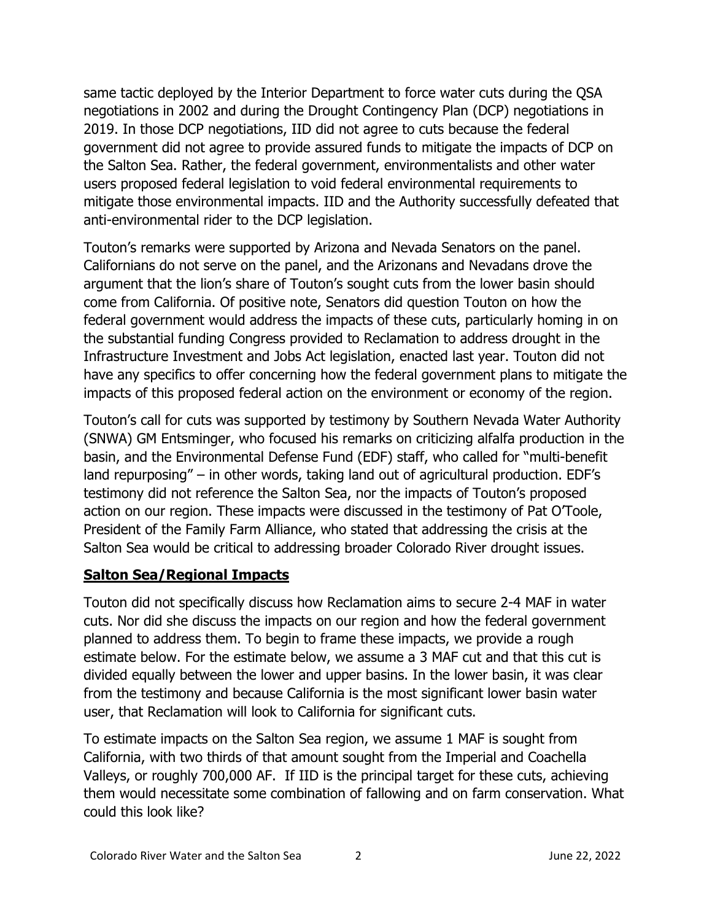same tactic deployed by the Interior Department to force water cuts during the QSA negotiations in 2002 and during the Drought Contingency Plan (DCP) negotiations in 2019. In those DCP negotiations, IID did not agree to cuts because the federal government did not agree to provide assured funds to mitigate the impacts of DCP on the Salton Sea. Rather, the federal government, environmentalists and other water users proposed federal legislation to void federal environmental requirements to mitigate those environmental impacts. IID and the Authority successfully defeated that anti-environmental rider to the DCP legislation.

Touton's remarks were supported by Arizona and Nevada Senators on the panel. Californians do not serve on the panel, and the Arizonans and Nevadans drove the argument that the lion's share of Touton's sought cuts from the lower basin should come from California. Of positive note, Senators did question Touton on how the federal government would address the impacts of these cuts, particularly homing in on the substantial funding Congress provided to Reclamation to address drought in the Infrastructure Investment and Jobs Act legislation, enacted last year. Touton did not have any specifics to offer concerning how the federal government plans to mitigate the impacts of this proposed federal action on the environment or economy of the region.

Touton's call for cuts was supported by testimony by Southern Nevada Water Authority (SNWA) GM Entsminger, who focused his remarks on criticizing alfalfa production in the basin, and the Environmental Defense Fund (EDF) staff, who called for "multi-benefit land repurposing" – in other words, taking land out of agricultural production. EDF's testimony did not reference the Salton Sea, nor the impacts of Touton's proposed action on our region. These impacts were discussed in the testimony of Pat O'Toole, President of the Family Farm Alliance, who stated that addressing the crisis at the Salton Sea would be critical to addressing broader Colorado River drought issues.

## **Salton Sea/Regional Impacts**

Touton did not specifically discuss how Reclamation aims to secure 2-4 MAF in water cuts. Nor did she discuss the impacts on our region and how the federal government planned to address them. To begin to frame these impacts, we provide a rough estimate below. For the estimate below, we assume a 3 MAF cut and that this cut is divided equally between the lower and upper basins. In the lower basin, it was clear from the testimony and because California is the most significant lower basin water user, that Reclamation will look to California for significant cuts.

To estimate impacts on the Salton Sea region, we assume 1 MAF is sought from California, with two thirds of that amount sought from the Imperial and Coachella Valleys, or roughly 700,000 AF. If IID is the principal target for these cuts, achieving them would necessitate some combination of fallowing and on farm conservation. What could this look like?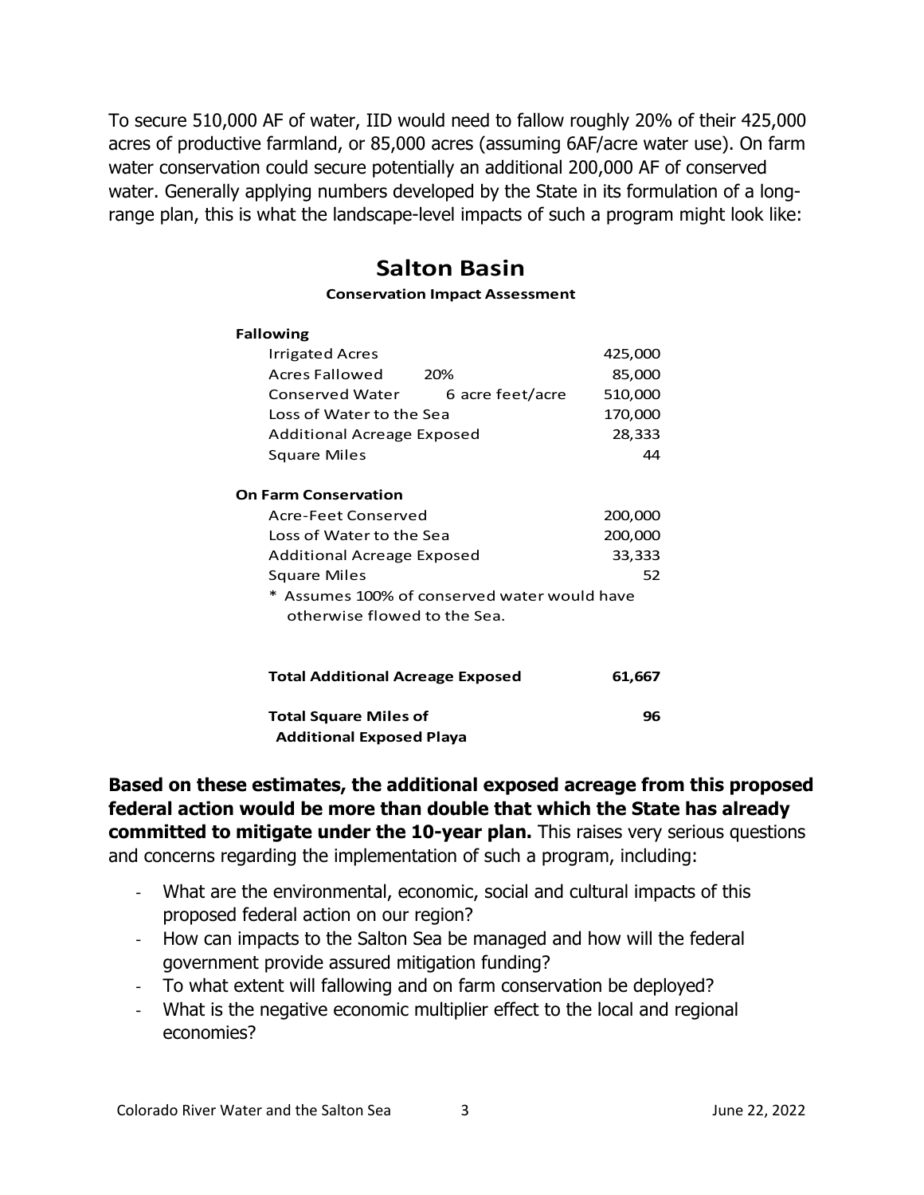To secure 510,000 AF of water, IID would need to fallow roughly 20% of their 425,000 acres of productive farmland, or 85,000 acres (assuming 6AF/acre water use). On farm water conservation could secure potentially an additional 200,000 AF of conserved water. Generally applying numbers developed by the State in its formulation of a long-range plan, this is what the landscape-level impacts of such a program might look like:

## Salton Basin

**Conservation Impact Assessment**

| | | |
|---|---|---|
| **Fallowing** | | |
| Irrigated Acres | | 425,000 |
| Acres Fallowed | 20% | 85,000 |
| Conserved Water | 6 acre feet/acre | 510,000 |
| Loss of Water to the Sea | | 170,000 |
| Additional Acreage Exposed | | 28,333 |
| Square Miles | | 44 |
| | | |
| **On Farm Conservation** | | |
| Acre-Feet Conserved | | 200,000 |
| Loss of Water to the Sea | | 200,000 |
| Additional Acreage Exposed | | 33,333 |
| Square Miles | | 52 |
| * Assumes 100% of conserved water would have otherwise flowed to the Sea. | | |
| | | |
| **Total Additional Acreage Exposed** | | **61,667** |
| **Total Square Miles of Additional Exposed Playa** | | **96** |

**Based on these estimates, the additional exposed acreage from this proposed federal action would be more than double that which the State has already committed to mitigate under the 10-year plan.** This raises very serious questions and concerns regarding the implementation of such a program, including:

- What are the environmental, economic, social and cultural impacts of this proposed federal action on our region?
- How can impacts to the Salton Sea be managed and how will the federal government provide assured mitigation funding?
- To what extent will fallowing and on farm conservation be deployed?
- What is the negative economic multiplier effect to the local and regional economies?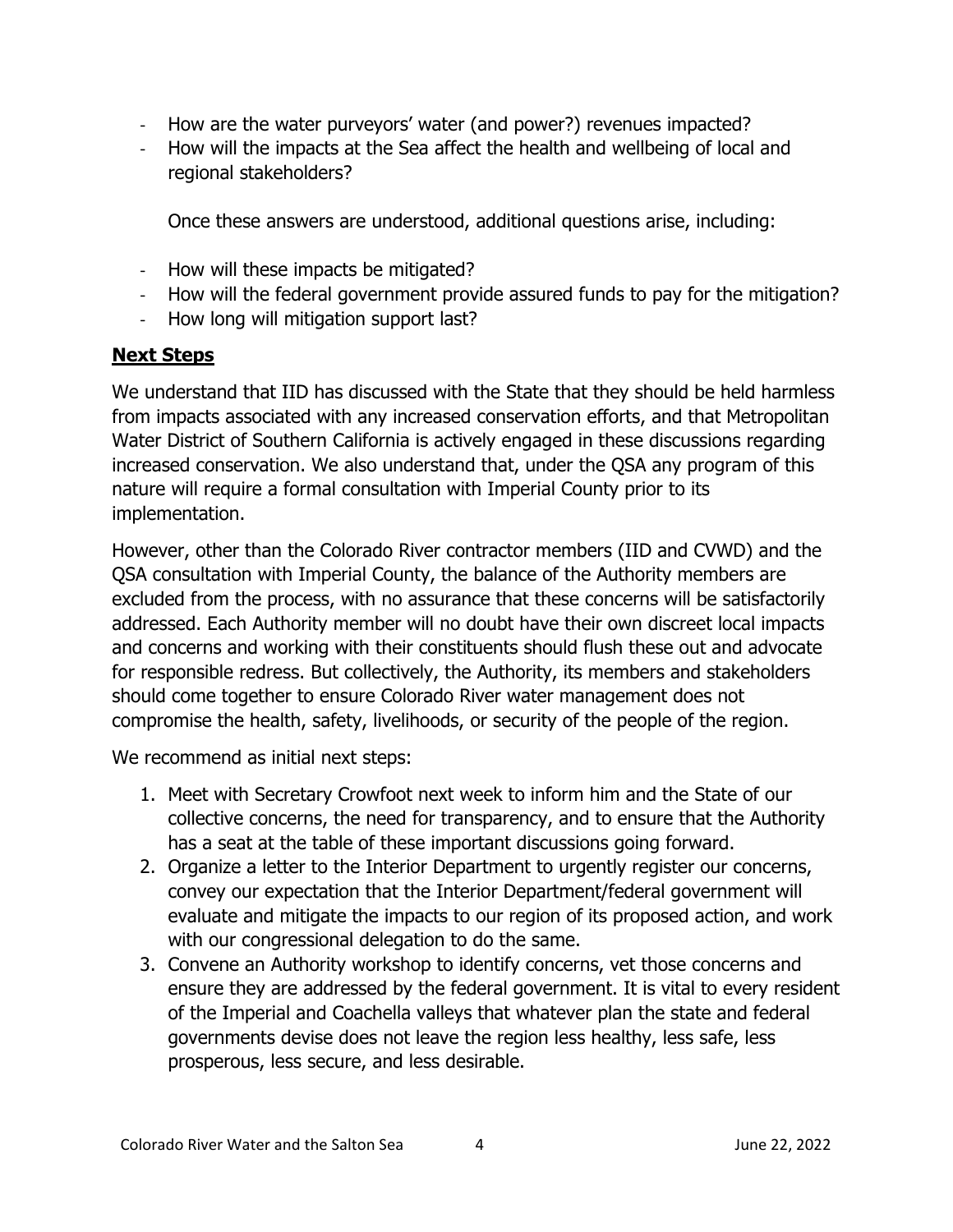- How are the water purveyors' water (and power?) revenues impacted?
- How will the impacts at the Sea affect the health and wellbeing of local and regional stakeholders?

Once these answers are understood, additional questions arise, including:

- How will these impacts be mitigated?
- How will the federal government provide assured funds to pay for the mitigation?
- How long will mitigation support last?

## **Next Steps**

We understand that IID has discussed with the State that they should be held harmless from impacts associated with any increased conservation efforts, and that Metropolitan Water District of Southern California is actively engaged in these discussions regarding increased conservation. We also understand that, under the QSA any program of this nature will require a formal consultation with Imperial County prior to its implementation.

However, other than the Colorado River contractor members (IID and CVWD) and the QSA consultation with Imperial County, the balance of the Authority members are excluded from the process, with no assurance that these concerns will be satisfactorily addressed. Each Authority member will no doubt have their own discreet local impacts and concerns and working with their constituents should flush these out and advocate for responsible redress. But collectively, the Authority, its members and stakeholders should come together to ensure Colorado River water management does not compromise the health, safety, livelihoods, or security of the people of the region.

We recommend as initial next steps:

1. Meet with Secretary Crowfoot next week to inform him and the State of our collective concerns, the need for transparency, and to ensure that the Authority has a seat at the table of these important discussions going forward.
2. Organize a letter to the Interior Department to urgently register our concerns, convey our expectation that the Interior Department/federal government will evaluate and mitigate the impacts to our region of its proposed action, and work with our congressional delegation to do the same.
3. Convene an Authority workshop to identify concerns, vet those concerns and ensure they are addressed by the federal government. It is vital to every resident of the Imperial and Coachella valleys that whatever plan the state and federal governments devise does not leave the region less healthy, less safe, less prosperous, less secure, and less desirable.